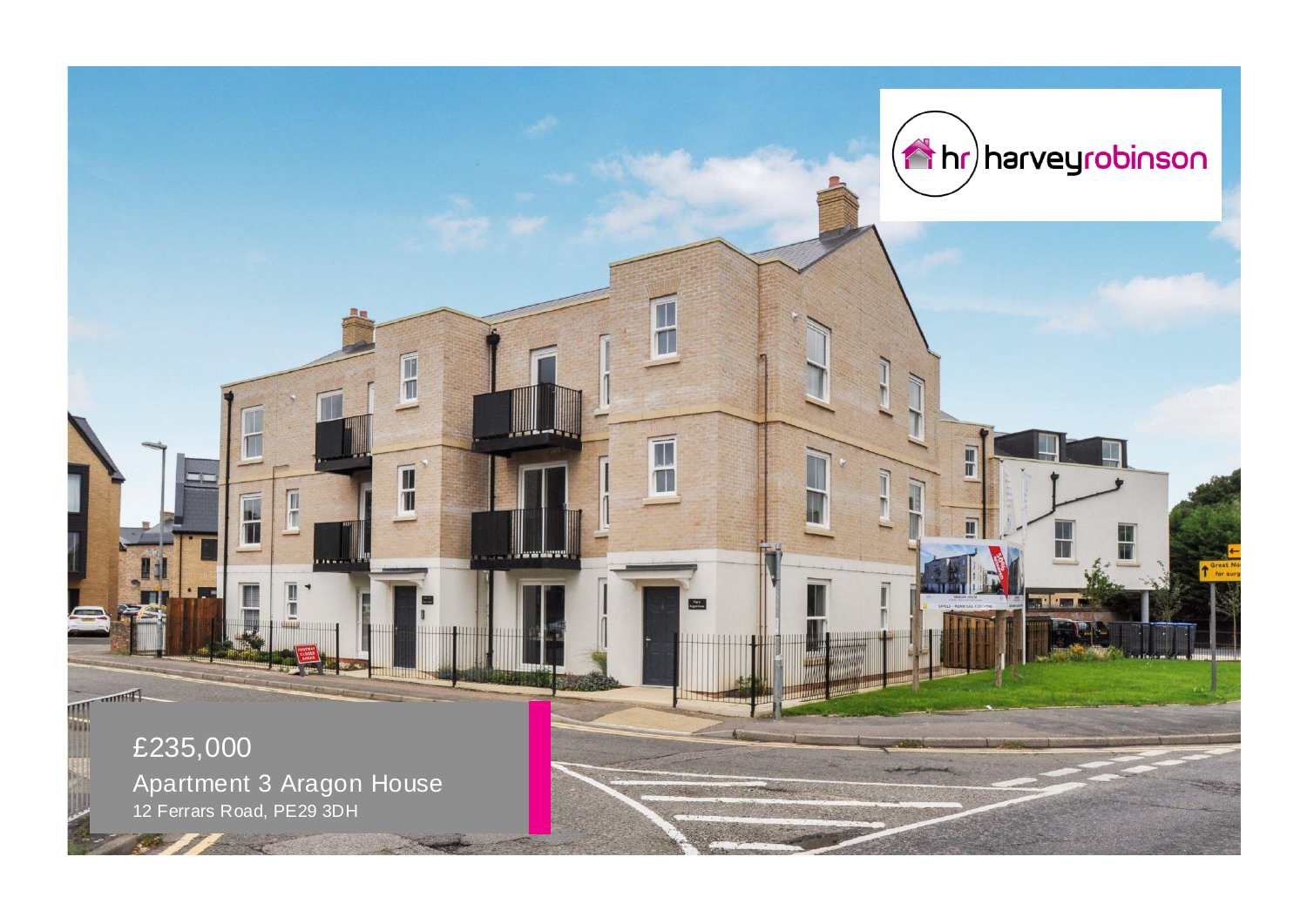harveyrobinson

£235,000

Apartment 3 Aragon House

12 Ferrars Road, PE29 3DH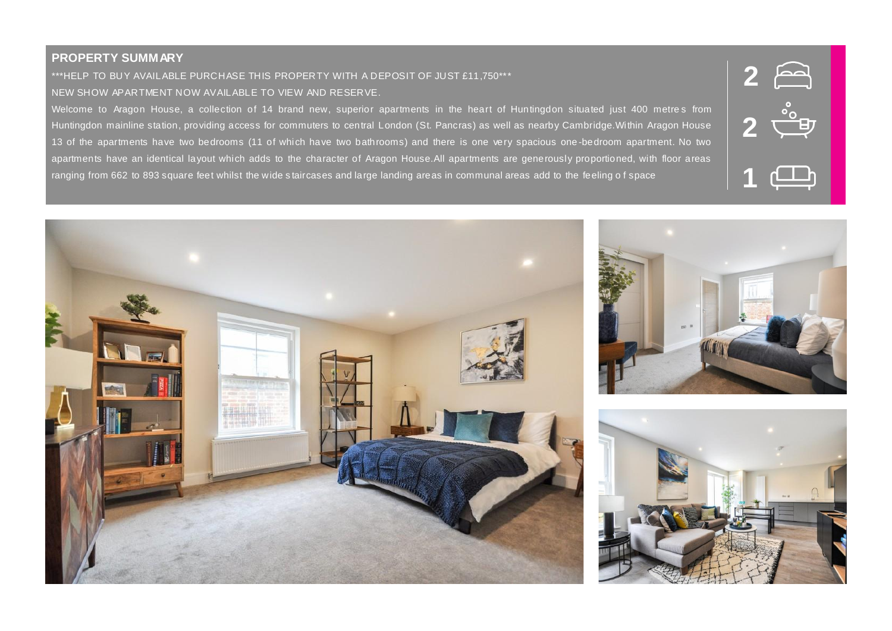## PROPERTY SUMMARY

***HELP TO BUY AVAILABLE PURCHASE THIS PROPERTY WITH A DEPOSIT OF JUST £11,750***

NEW SHOW APARTMENT NOW AVAILABLE TO VIEW AND RESERVE.

Welcome to Aragon House, a collection of 14 brand new, superior apartments in the heart of Huntingdon situated just 400 metres from Huntingdon mainline station, providing access for commuters to central London (St. Pancras) as well as nearby Cambridge.Within Aragon House 13 of the apartments have two bedrooms (11 of which have two bathrooms) and there is one very spacious one-bedroom apartment. No two apartments have an identical layout which adds to the character of Aragon House.All apartments are generously proportioned, with floor areas ranging from 662 to 893 square feet whilst the wide staircases and large landing areas in communal areas add to the feeling of space

2 Bedrooms

2 Bathrooms

1 Reception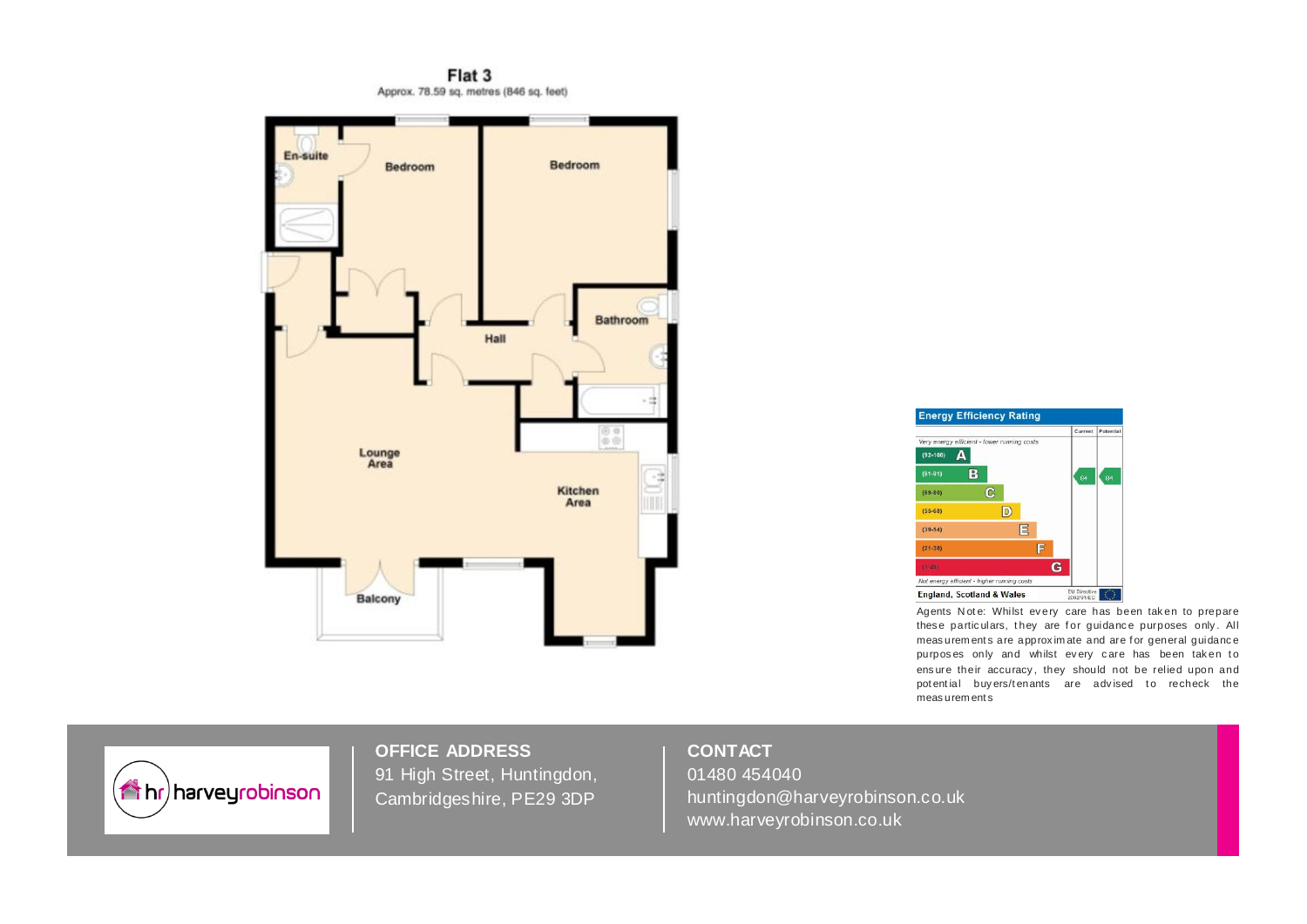# Flat 3

Approx. 78.59 sq. metres (846 sq. feet)

En-suite

Bedroom

Bedroom

Bathroom

Hall

Lounge Area

Kitchen Area

Balcony

Energy Efficiency Rating

Current

Potential

Very energy efficient - lower running costs

(92-100) A

(81-91) B

(69-80) C

(55-68) D

(39-54) E

(21-38) F

(1-20) G

Not energy efficient - higher running costs

84

84

England, Scotland & Wales

EU Directive 2002/91/EC

Agents Note: Whilst every care has been taken to prepare these particulars, they are for guidance purposes only. All measurements are approximate and are for general guidance purposes only and whilst every care has been taken to ensure their accuracy, they should not be relied upon and potential buyers/tenants are advised to recheck the measurements

hr harveyrobinson

**OFFICE ADDRESS**

91 High Street, Huntingdon, Cambridgeshire, PE29 3DP

**CONTACT**

01480 454040

huntingdon@harveyrobinson.co.uk

www.harveyrobinson.co.uk